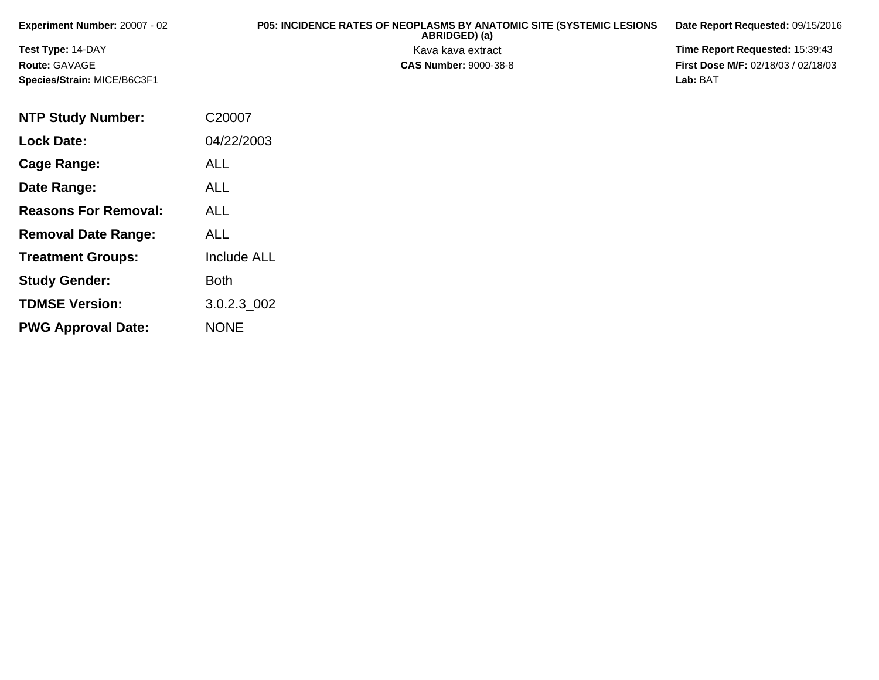**Experiment Number:** 20007 - 02

**Test Type:** 14-DAY

**Route:** GAVAGE

**Species/Strain:** MICE/B6C3F1

**P05: INCIDENCE RATES OF NEOPLASMS BY ANATOMIC SITE (SYSTEMIC LESIONS ABRIDGED) (a)**

Kava kava extract

**CAS Number:** 9000-38-8

**Date Report Requested:** 09/15/2016

**Time Report Requested:** 15:39:43

**First Dose M/F:** 02/18/03 / 02/18/03

**Lab:** BAT

| | |
|---|---|
| **NTP Study Number:** | C20007 |
| **Lock Date:** | 04/22/2003 |
| **Cage Range:** | ALL |
| **Date Range:** | ALL |
| **Reasons For Removal:** | ALL |
| **Removal Date Range:** | ALL |
| **Treatment Groups:** | Include ALL |
| **Study Gender:** | Both |
| **TDMSE Version:** | 3.0.2.3_002 |
| **PWG Approval Date:** | NONE |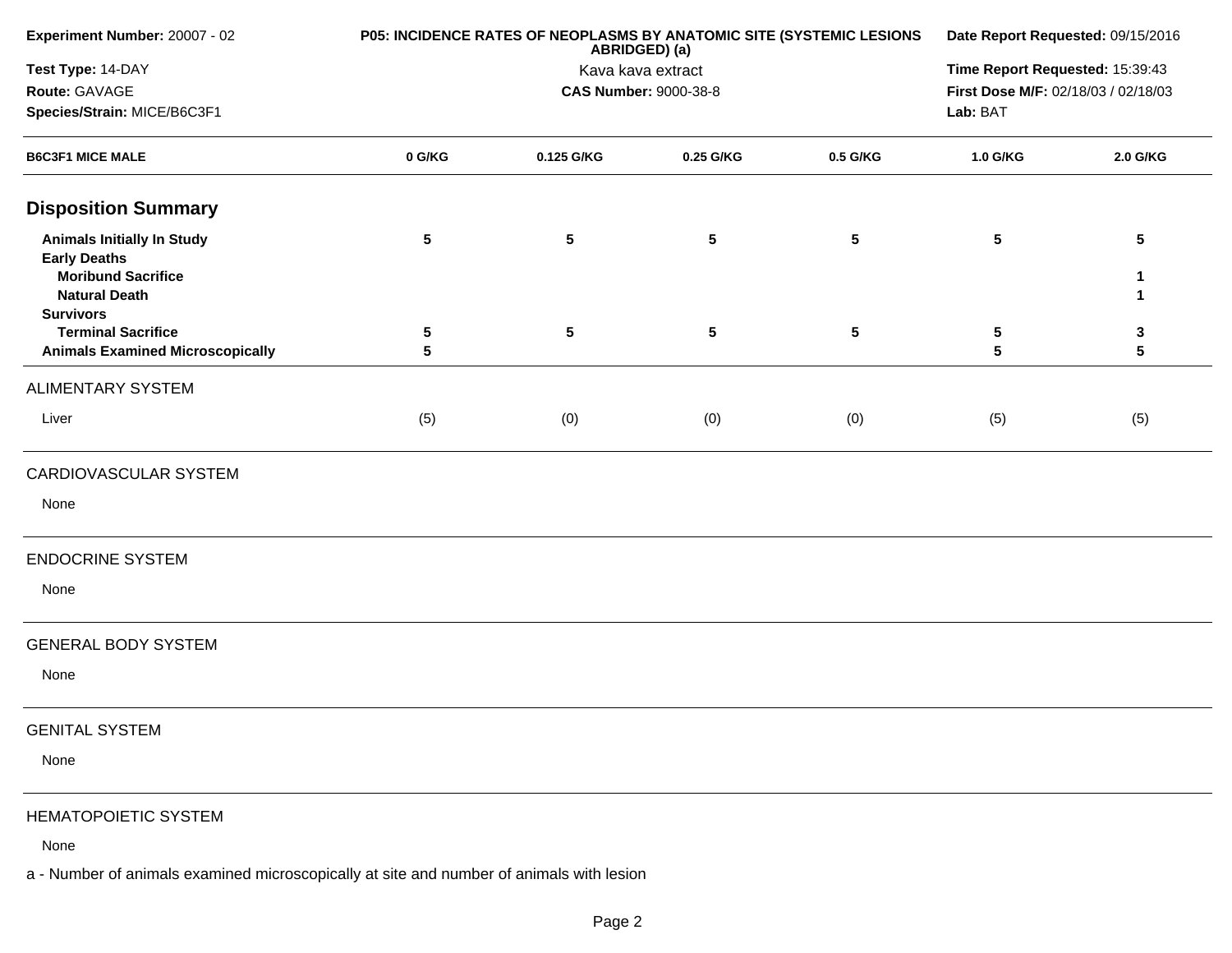**Experiment Number:** 20007 - 02
**Test Type:** 14-DAY
**Route:** GAVAGE
**Species/Strain:** MICE/B6C3F1

**P05: INCIDENCE RATES OF NEOPLASMS BY ANATOMIC SITE (SYSTEMIC LESIONS ABRIDGED) (a)**
Kava kava extract
**CAS Number:** 9000-38-8

**Date Report Requested:** 09/15/2016
**Time Report Requested:** 15:39:43
**First Dose M/F:** 02/18/03 / 02/18/03
**Lab:** BAT

| B6C3F1 MICE MALE | 0 G/KG | 0.125 G/KG | 0.25 G/KG | 0.5 G/KG | 1.0 G/KG | 2.0 G/KG |
|---|---|---|---|---|---|---|
| **Disposition Summary** | | | | | | |
| **Animals Initially In Study** | 5 | 5 | 5 | 5 | 5 | 5 |
| **Early Deaths** | | | | | | |
| **Moribund Sacrifice** | | | | | | 1 |
| **Natural Death** | | | | | | 1 |
| **Survivors** | | | | | | |
| **Terminal Sacrifice** | 5 | 5 | 5 | 5 | 5 | 3 |
| **Animals Examined Microscopically** | 5 | | | | 5 | 5 |
| ALIMENTARY SYSTEM | | | | | | |
| Liver | (5) | (0) | (0) | (0) | (5) | (5) |
| CARDIOVASCULAR SYSTEM | | | | | | |
| None | | | | | | |
| ENDOCRINE SYSTEM | | | | | | |
| None | | | | | | |
| GENERAL BODY SYSTEM | | | | | | |
| None | | | | | | |
| GENITAL SYSTEM | | | | | | |
| None | | | | | | |
| HEMATOPOIETIC SYSTEM | | | | | | |
| None | | | | | | |

a - Number of animals examined microscopically at site and number of animals with lesion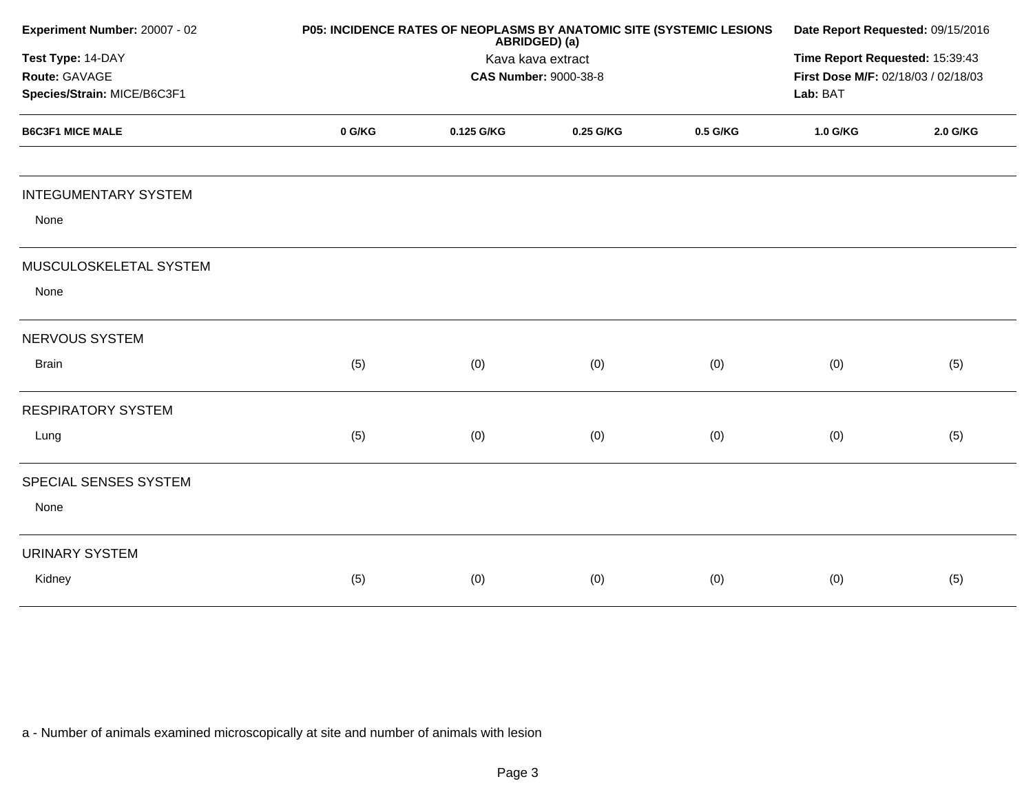**Experiment Number:** 20007 - 02
**Test Type:** 14-DAY
**Route:** GAVAGE
**Species/Strain:** MICE/B6C3F1

**P05: INCIDENCE RATES OF NEOPLASMS BY ANATOMIC SITE (SYSTEMIC LESIONS ABRIDGED) (a)**
Kava kava extract
**CAS Number:** 9000-38-8

**Date Report Requested:** 09/15/2016
**Time Report Requested:** 15:39:43
**First Dose M/F:** 02/18/03 / 02/18/03
**Lab:** BAT

| B6C3F1 MICE MALE | 0 G/KG | 0.125 G/KG | 0.25 G/KG | 0.5 G/KG | 1.0 G/KG | 2.0 G/KG |
|---|---|---|---|---|---|---|
| INTEGUMENTARY SYSTEM | | | | | | |
| None | | | | | | |
| MUSCULOSKELETAL SYSTEM | | | | | | |
| None | | | | | | |
| NERVOUS SYSTEM | | | | | | |
| Brain | (5) | (0) | (0) | (0) | (0) | (5) |
| RESPIRATORY SYSTEM | | | | | | |
| Lung | (5) | (0) | (0) | (0) | (0) | (5) |
| SPECIAL SENSES SYSTEM | | | | | | |
| None | | | | | | |
| URINARY SYSTEM | | | | | | |
| Kidney | (5) | (0) | (0) | (0) | (0) | (5) |

a - Number of animals examined microscopically at site and number of animals with lesion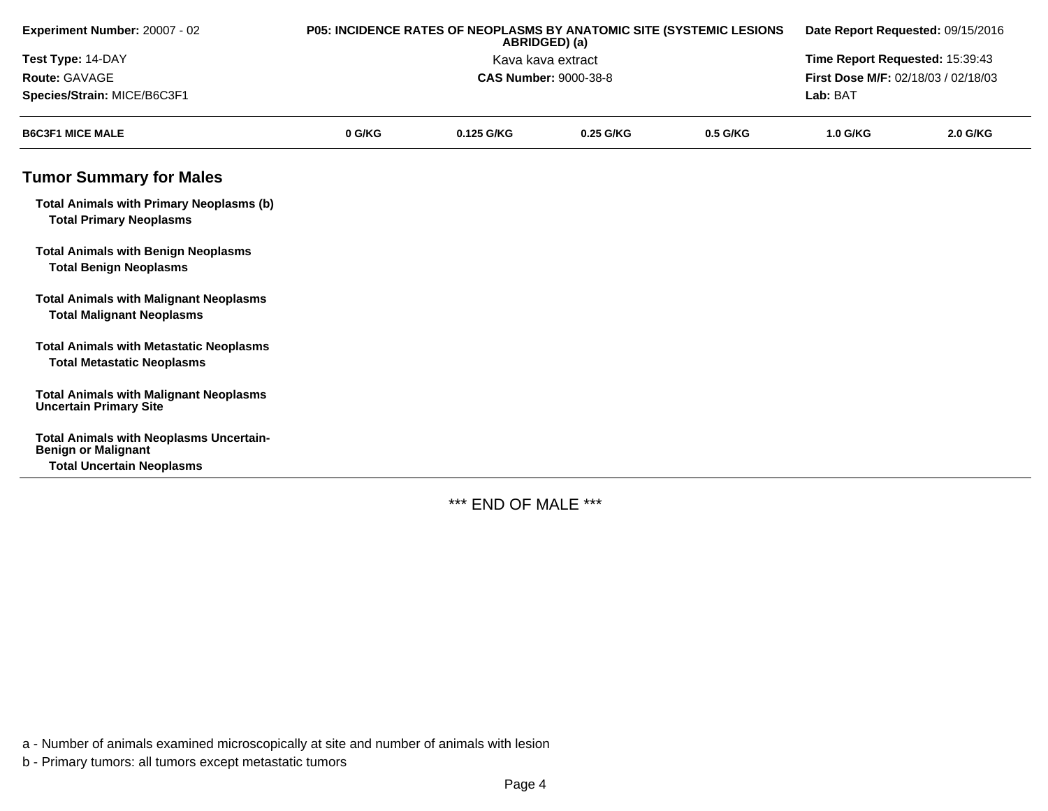| Experiment Number: 20007 - 02 | P05: INCIDENCE RATES OF NEOPLASMS BY ANATOMIC SITE (SYSTEMIC LESIONS ABRIDGED) (a) | Date Report Requested: 09/15/2016 |
|---|---|---|
| Test Type: 14-DAY | Kava kava extract | Time Report Requested: 15:39:43 |
| Route: GAVAGE | CAS Number: 9000-38-8 | First Dose M/F: 02/18/03 / 02/18/03 |
| Species/Strain: MICE/B6C3F1 | | Lab: BAT |

| B6C3F1 MICE MALE | 0 G/KG | 0.125 G/KG | 0.25 G/KG | 0.5 G/KG | 1.0 G/KG | 2.0 G/KG |
|---|---|---|---|---|---|---|

## Tumor Summary for Males

| | | | | | | |
|---|---|---|---|---|---|---|
| **Total Animals with Primary Neoplasms (b)** | | | | | | |
| **Total Primary Neoplasms** | | | | | | |
| **Total Animals with Benign Neoplasms** | | | | | | |
| **Total Benign Neoplasms** | | | | | | |
| **Total Animals with Malignant Neoplasms** | | | | | | |
| **Total Malignant Neoplasms** | | | | | | |
| **Total Animals with Metastatic Neoplasms** | | | | | | |
| **Total Metastatic Neoplasms** | | | | | | |
| **Total Animals with Malignant Neoplasms Uncertain Primary Site** | | | | | | |
| **Total Animals with Neoplasms Uncertain-Benign or Malignant** | | | | | | |
| **Total Uncertain Neoplasms** | | | | | | |

*** END OF MALE ***

a - Number of animals examined microscopically at site and number of animals with lesion

b - Primary tumors: all tumors except metastatic tumors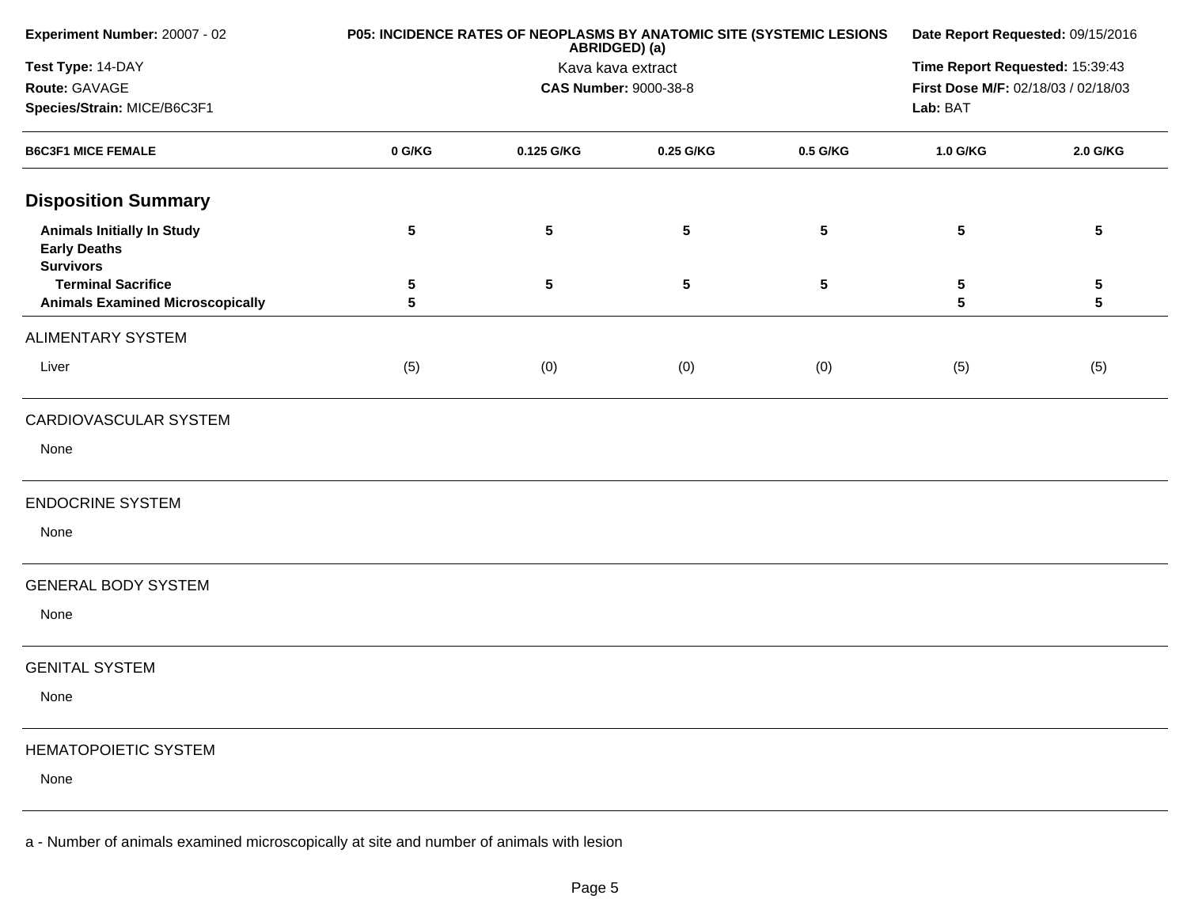**Experiment Number:** 20007 - 02
**Test Type:** 14-DAY
**Route:** GAVAGE
**Species/Strain:** MICE/B6C3F1

**P05: INCIDENCE RATES OF NEOPLASMS BY ANATOMIC SITE (SYSTEMIC LESIONS ABRIDGED) (a)**
Kava kava extract
**CAS Number:** 9000-38-8

**Date Report Requested:** 09/15/2016
**Time Report Requested:** 15:39:43
**First Dose M/F:** 02/18/03 / 02/18/03
**Lab:** BAT

| B6C3F1 MICE FEMALE | 0 G/KG | 0.125 G/KG | 0.25 G/KG | 0.5 G/KG | 1.0 G/KG | 2.0 G/KG |
|---|---|---|---|---|---|---|
| **Disposition Summary** | | | | | | |
| **Animals Initially In Study** | 5 | 5 | 5 | 5 | 5 | 5 |
| **Early Deaths** | | | | | | |
| **Survivors** | | | | | | |
| **Terminal Sacrifice** | 5 | 5 | 5 | 5 | 5 | 5 |
| **Animals Examined Microscopically** | 5 | | | | 5 | 5 |
| ALIMENTARY SYSTEM | | | | | | |
| Liver | (5) | (0) | (0) | (0) | (5) | (5) |
| CARDIOVASCULAR SYSTEM | | | | | | |
| None | | | | | | |
| ENDOCRINE SYSTEM | | | | | | |
| None | | | | | | |
| GENERAL BODY SYSTEM | | | | | | |
| None | | | | | | |
| GENITAL SYSTEM | | | | | | |
| None | | | | | | |
| HEMATOPOIETIC SYSTEM | | | | | | |
| None | | | | | | |

a - Number of animals examined microscopically at site and number of animals with lesion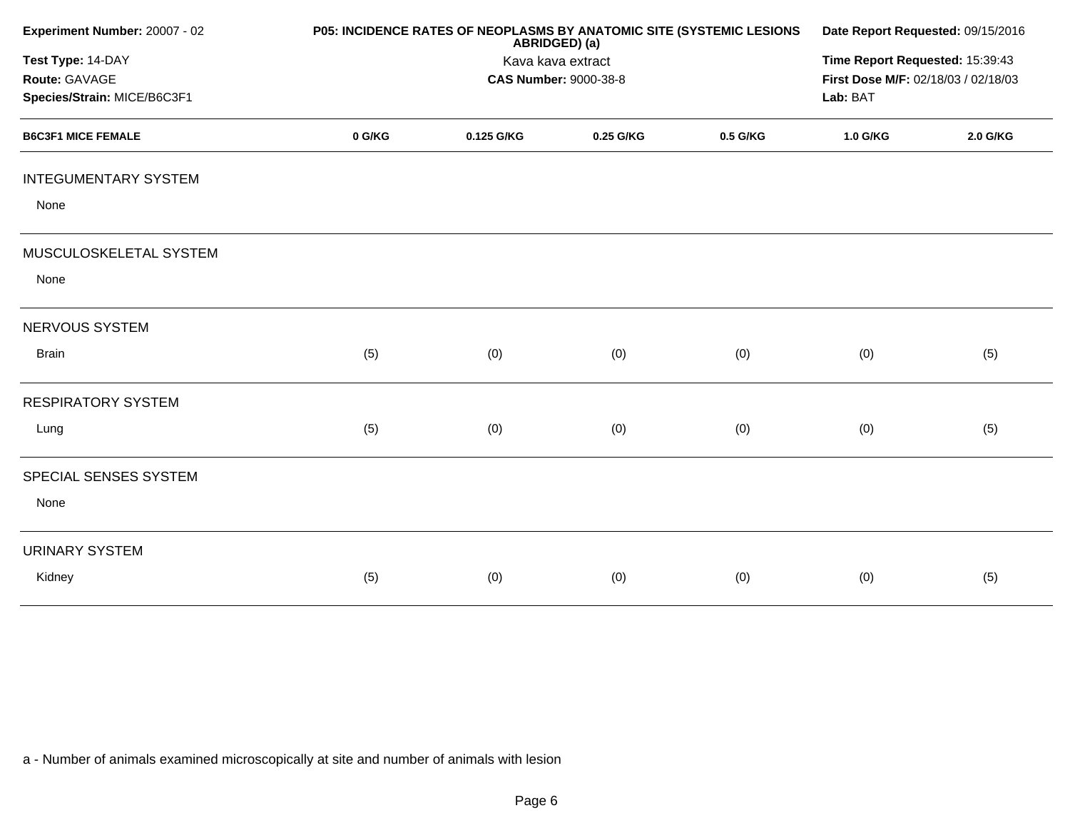**Experiment Number:** 20007 - 02
**Test Type:** 14-DAY
**Route:** GAVAGE
**Species/Strain:** MICE/B6C3F1

**P05: INCIDENCE RATES OF NEOPLASMS BY ANATOMIC SITE (SYSTEMIC LESIONS ABRIDGED) (a)**
Kava kava extract
**CAS Number:** 9000-38-8

**Date Report Requested:** 09/15/2016
**Time Report Requested:** 15:39:43
**First Dose M/F:** 02/18/03 / 02/18/03
**Lab:** BAT

| B6C3F1 MICE FEMALE | 0 G/KG | 0.125 G/KG | 0.25 G/KG | 0.5 G/KG | 1.0 G/KG | 2.0 G/KG |
|---|---|---|---|---|---|---|
| INTEGUMENTARY SYSTEM | | | | | | |
| None | | | | | | |
| MUSCULOSKELETAL SYSTEM | | | | | | |
| None | | | | | | |
| NERVOUS SYSTEM | | | | | | |
| Brain | (5) | (0) | (0) | (0) | (0) | (5) |
| RESPIRATORY SYSTEM | | | | | | |
| Lung | (5) | (0) | (0) | (0) | (0) | (5) |
| SPECIAL SENSES SYSTEM | | | | | | |
| None | | | | | | |
| URINARY SYSTEM | | | | | | |
| Kidney | (5) | (0) | (0) | (0) | (0) | (5) |

a - Number of animals examined microscopically at site and number of animals with lesion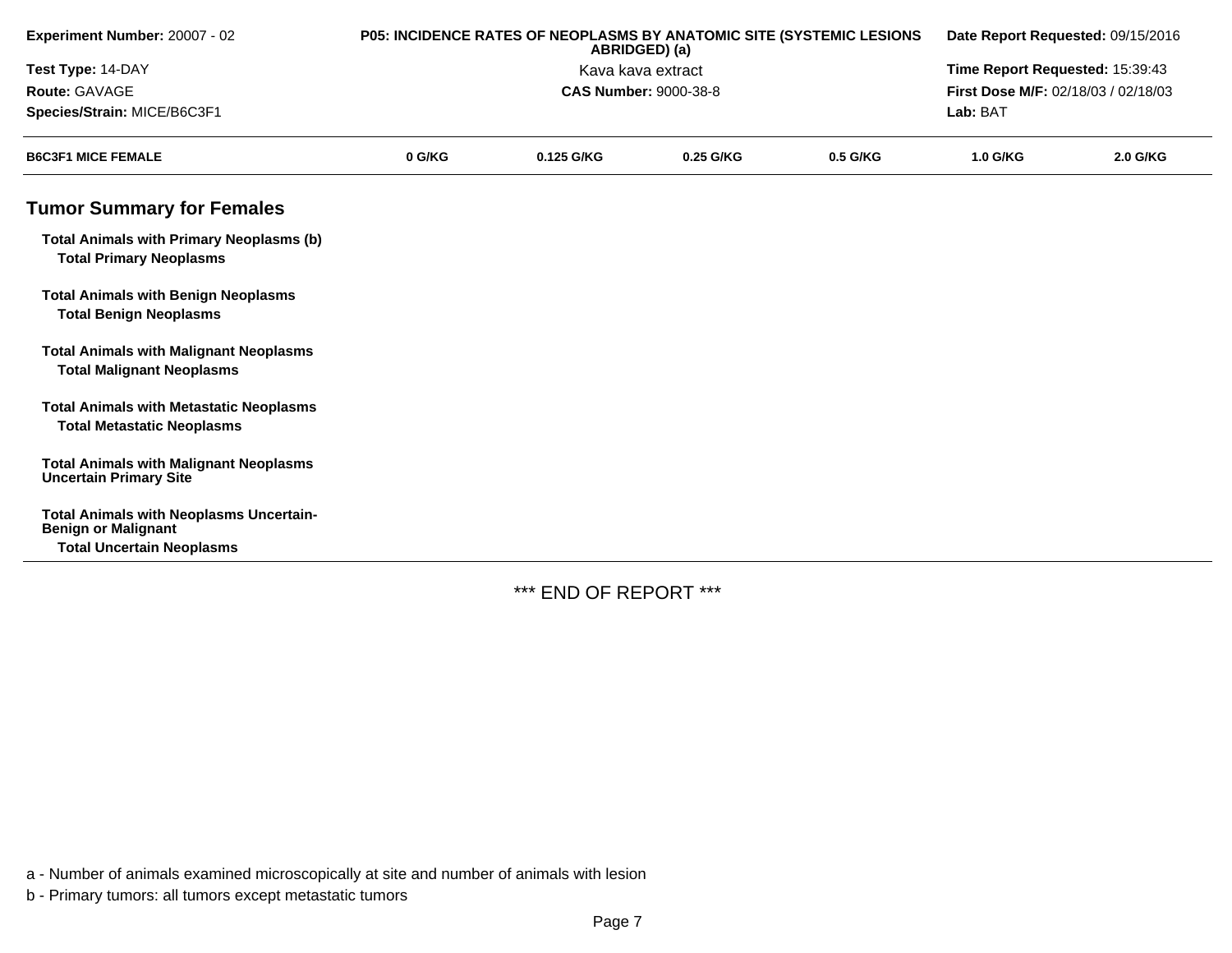| Experiment Number: 20007 - 02 | P05: INCIDENCE RATES OF NEOPLASMS BY ANATOMIC SITE (SYSTEMIC LESIONS ABRIDGED) (a) | Date Report Requested: 09/15/2016 |
|---|---|---|
| Test Type: 14-DAY | Kava kava extract | Time Report Requested: 15:39:43 |
| Route: GAVAGE | CAS Number: 9000-38-8 | First Dose M/F: 02/18/03 / 02/18/03 |
| Species/Strain: MICE/B6C3F1 | | Lab: BAT |

| B6C3F1 MICE FEMALE | 0 G/KG | 0.125 G/KG | 0.25 G/KG | 0.5 G/KG | 1.0 G/KG | 2.0 G/KG |
|---|---|---|---|---|---|---|
| **Tumor Summary for Females** | | | | | | |
| **Total Animals with Primary Neoplasms (b)** | | | | | | |
| **Total Primary Neoplasms** | | | | | | |
| **Total Animals with Benign Neoplasms** | | | | | | |
| **Total Benign Neoplasms** | | | | | | |
| **Total Animals with Malignant Neoplasms** | | | | | | |
| **Total Malignant Neoplasms** | | | | | | |
| **Total Animals with Metastatic Neoplasms** | | | | | | |
| **Total Metastatic Neoplasms** | | | | | | |
| **Total Animals with Malignant Neoplasms Uncertain Primary Site** | | | | | | |
| **Total Animals with Neoplasms Uncertain-Benign or Malignant** | | | | | | |
| **Total Uncertain Neoplasms** | | | | | | |

*** END OF REPORT ***

a - Number of animals examined microscopically at site and number of animals with lesion

b - Primary tumors: all tumors except metastatic tumors